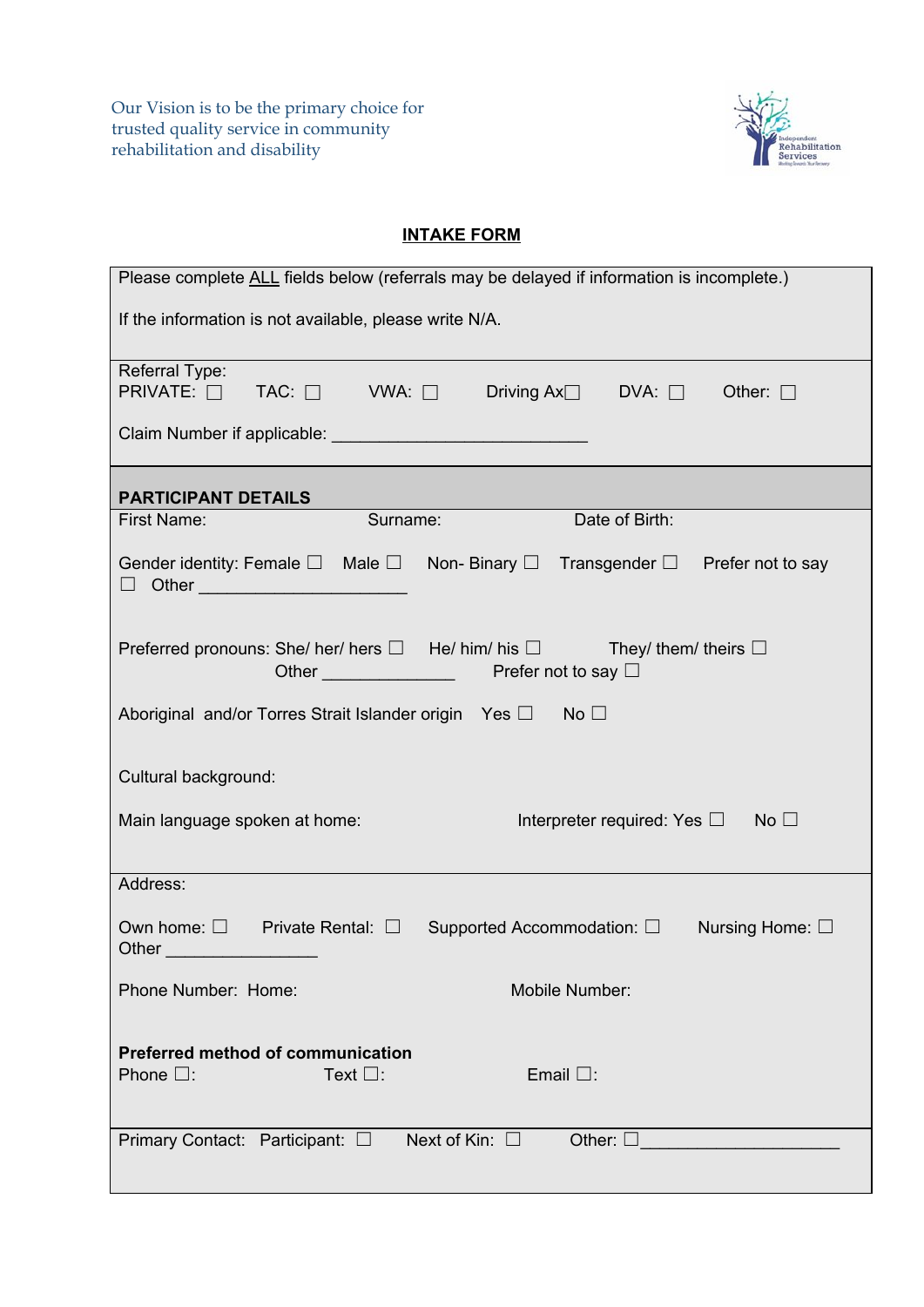Our Vision is to be the primary choice for trusted quality service in community rehabilitation and disability

Independent Rehabilitation Services

# INTAKE FORM

Please complete ALL fields below (referrals may be delayed if information is incomplete.)

If the information is not available, please write N/A.

Referral Type:
PRIVATE: ☐ TAC: ☐ VWA: ☐ Driving Ax☐ DVA: ☐ Other: ☐

Claim Number if applicable: ___________________________

## PARTICIPANT DETAILS

First Name: Surname: Date of Birth:

Gender identity: Female ☐ Male ☐ Non- Binary ☐ Transgender ☐ Prefer not to say ☐ Other _____________________

Preferred pronouns: She/ her/ hers ☐ He/ him/ his ☐ They/ them/ theirs ☐ Other _____________ Prefer not to say ☐

Aboriginal and/or Torres Strait Islander origin Yes ☐ No ☐

Cultural background:

Main language spoken at home: Interpreter required: Yes ☐ No ☐

Address:

Own home: ☐ Private Rental: ☐ Supported Accommodation: ☐ Nursing Home: ☐ Other _______________

Phone Number: Home: Mobile Number:

**Preferred method of communication**
Phone ☐: Text ☐: Email ☐:

Primary Contact: Participant: ☐ Next of Kin: ☐ Other: ☐_____________________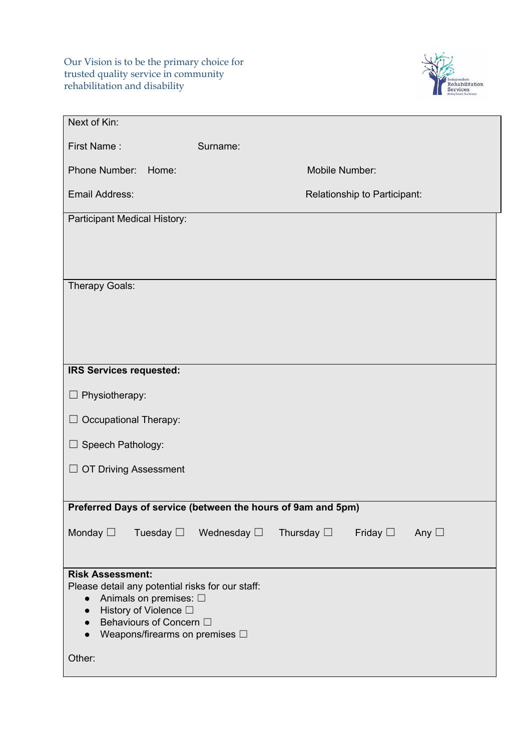Our Vision is to be the primary choice for trusted quality service in community rehabilitation and disability

Next of Kin:

First Name : Surname:

Phone Number: Home: Mobile Number:

Email Address: Relationship to Participant:

Participant Medical History:

Therapy Goals:

**IRS Services requested:**

☐ Physiotherapy:

☐ Occupational Therapy:

☐ Speech Pathology:

☐ OT Driving Assessment

**Preferred Days of service (between the hours of 9am and 5pm)**

Monday ☐ Tuesday ☐ Wednesday ☐ Thursday ☐ Friday ☐ Any ☐

**Risk Assessment:**

Please detail any potential risks for our staff:

- Animals on premises: ☐
- History of Violence ☐
- Behaviours of Concern ☐
- Weapons/firearms on premises ☐

Other: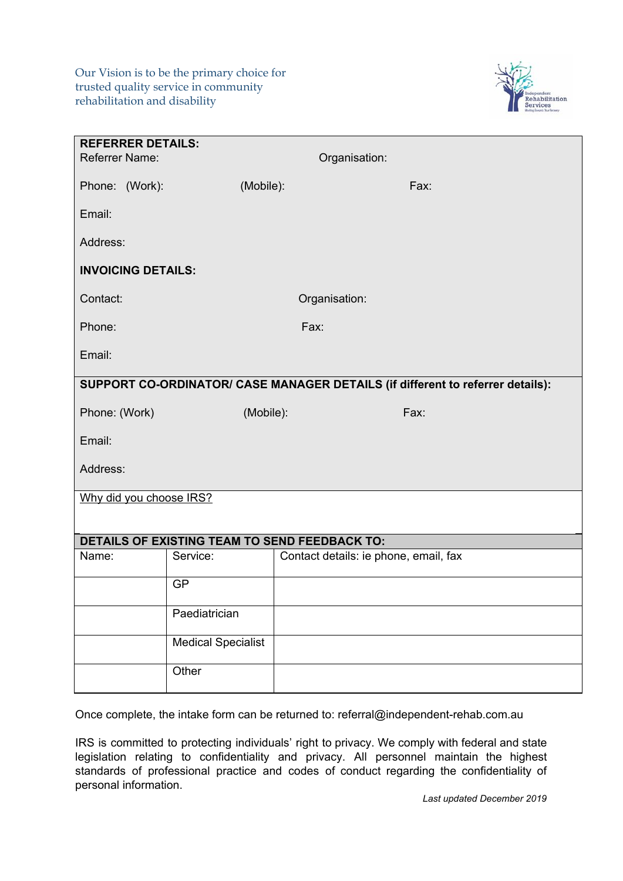Our Vision is to be the primary choice for trusted quality service in community rehabilitation and disability

**REFERRER DETAILS:**

Referrer Name: Organisation:

Phone: (Work): (Mobile): Fax:

Email:

Address:

**INVOICING DETAILS:**

Contact: Organisation:

Phone: Fax:

Email:

**SUPPORT CO-ORDINATOR/ CASE MANAGER DETAILS (if different to referrer details):**

Phone: (Work) (Mobile): Fax:

Email:

Address:

Why did you choose IRS?

**DETAILS OF EXISTING TEAM TO SEND FEEDBACK TO:**

| Name: | Service: | Contact details: ie phone, email, fax |
|---|---|---|
| | GP | |
| | Paediatrician | |
| | Medical Specialist | |
| | Other | |

Once complete, the intake form can be returned to: referral@independent-rehab.com.au

IRS is committed to protecting individuals' right to privacy. We comply with federal and state legislation relating to confidentiality and privacy. All personnel maintain the highest standards of professional practice and codes of conduct regarding the confidentiality of personal information.

*Last updated December 2019*